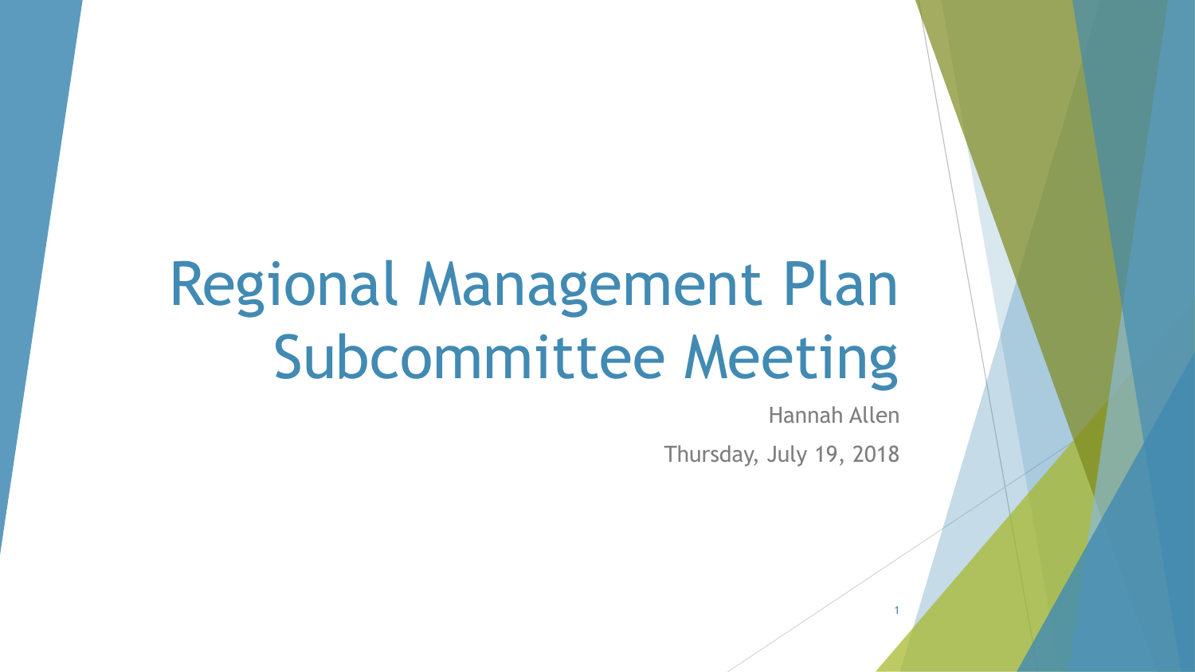# Regional Management Plan Subcommittee Meeting

Hannah Allen

Thursday, July 19, 2018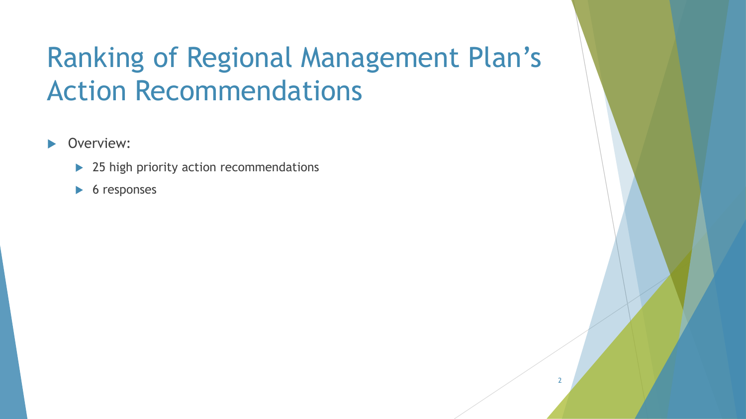# Ranking of Regional Management Plan's Action Recommendations

- Overview:
  - 25 high priority action recommendations
  - 6 responses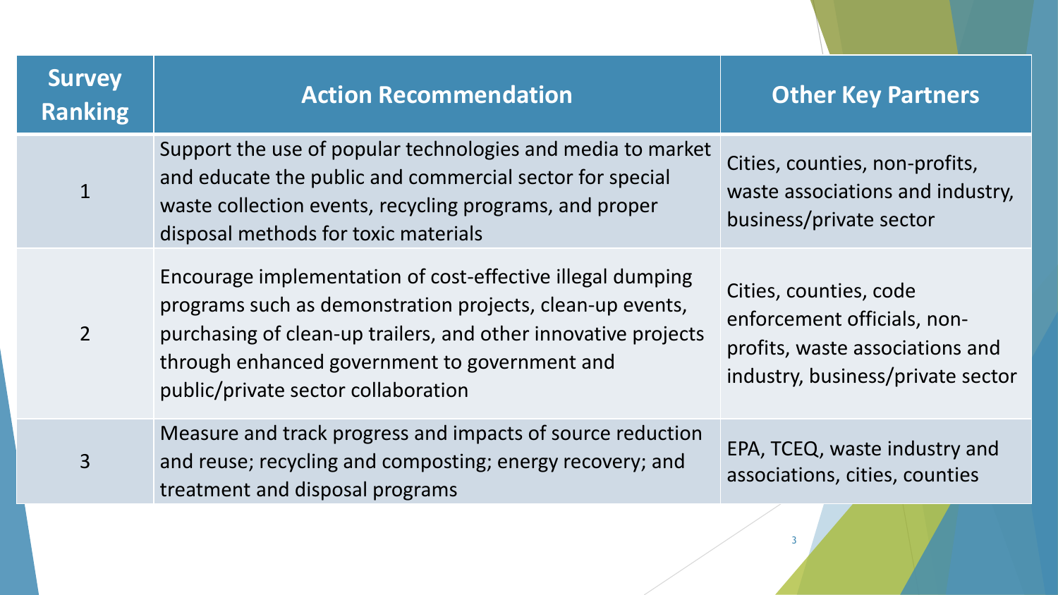| Survey Ranking | Action Recommendation | Other Key Partners |
|---|---|---|
| 1 | Support the use of popular technologies and media to market and educate the public and commercial sector for special waste collection events, recycling programs, and proper disposal methods for toxic materials | Cities, counties, non-profits, waste associations and industry, business/private sector |
| 2 | Encourage implementation of cost-effective illegal dumping programs such as demonstration projects, clean-up events, purchasing of clean-up trailers, and other innovative projects through enhanced government to government and public/private sector collaboration | Cities, counties, code enforcement officials, non-profits, waste associations and industry, business/private sector |
| 3 | Measure and track progress and impacts of source reduction and reuse; recycling and composting; energy recovery; and treatment and disposal programs | EPA, TCEQ, waste industry and associations, cities, counties |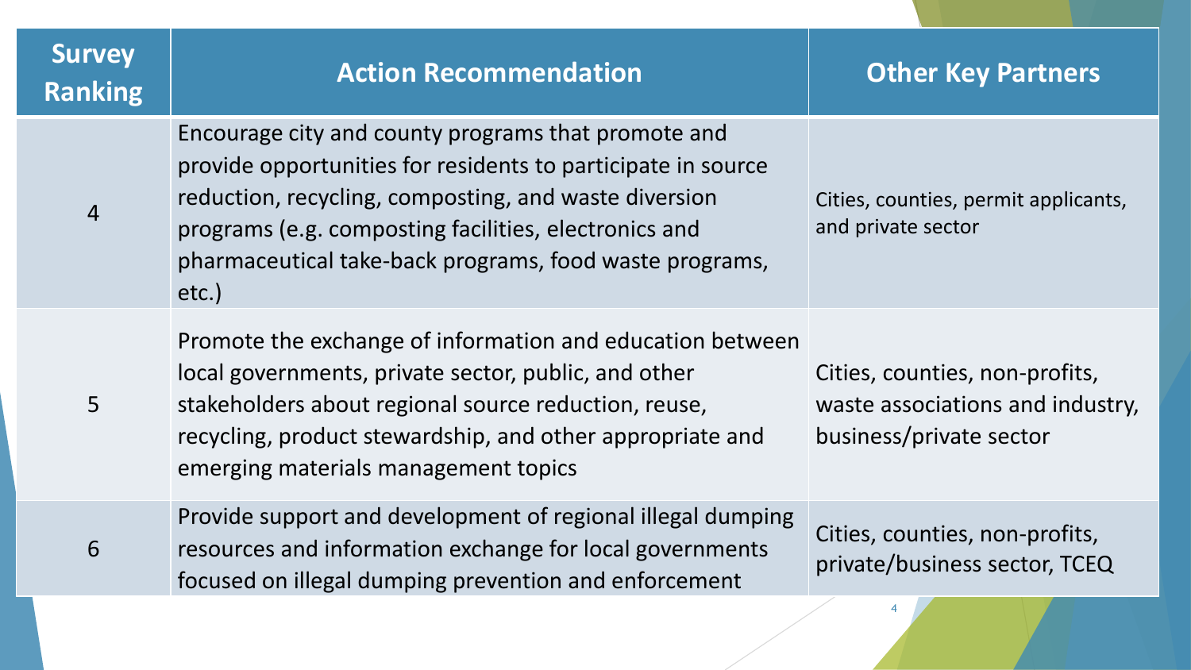| Survey Ranking | Action Recommendation | Other Key Partners |
|---|---|---|
| 4 | Encourage city and county programs that promote and provide opportunities for residents to participate in source reduction, recycling, composting, and waste diversion programs (e.g. composting facilities, electronics and pharmaceutical take-back programs, food waste programs, etc.) | Cities, counties, permit applicants, and private sector |
| 5 | Promote the exchange of information and education between local governments, private sector, public, and other stakeholders about regional source reduction, reuse, recycling, product stewardship, and other appropriate and emerging materials management topics | Cities, counties, non-profits, waste associations and industry, business/private sector |
| 6 | Provide support and development of regional illegal dumping resources and information exchange for local governments focused on illegal dumping prevention and enforcement | Cities, counties, non-profits, private/business sector, TCEQ |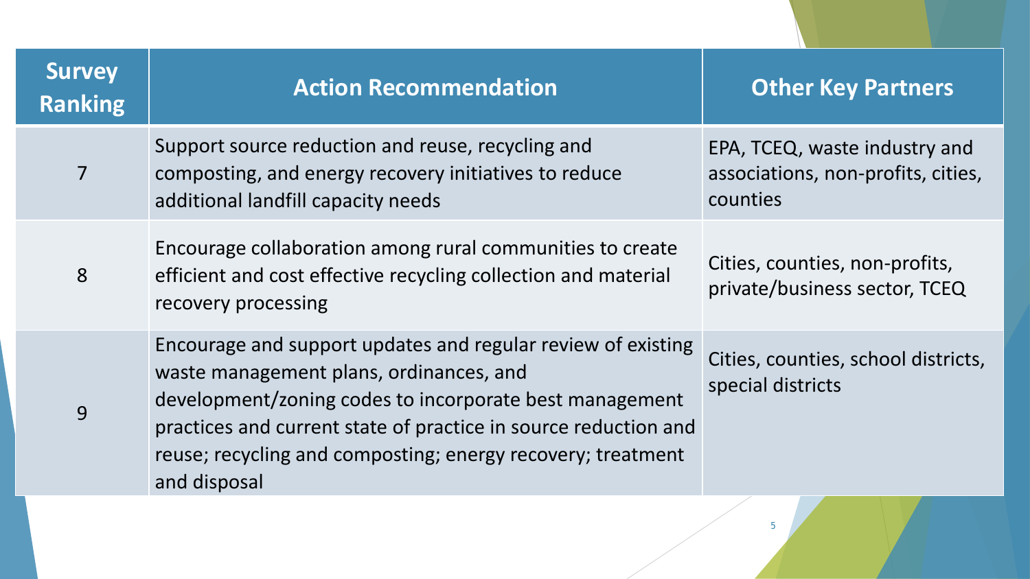| Survey Ranking | Action Recommendation | Other Key Partners |
| --- | --- | --- |
| 7 | Support source reduction and reuse, recycling and composting, and energy recovery initiatives to reduce additional landfill capacity needs | EPA, TCEQ, waste industry and associations, non-profits, cities, counties |
| 8 | Encourage collaboration among rural communities to create efficient and cost effective recycling collection and material recovery processing | Cities, counties, non-profits, private/business sector, TCEQ |
| 9 | Encourage and support updates and regular review of existing waste management plans, ordinances, and development/zoning codes to incorporate best management practices and current state of practice in source reduction and reuse; recycling and composting; energy recovery; treatment and disposal | Cities, counties, school districts, special districts |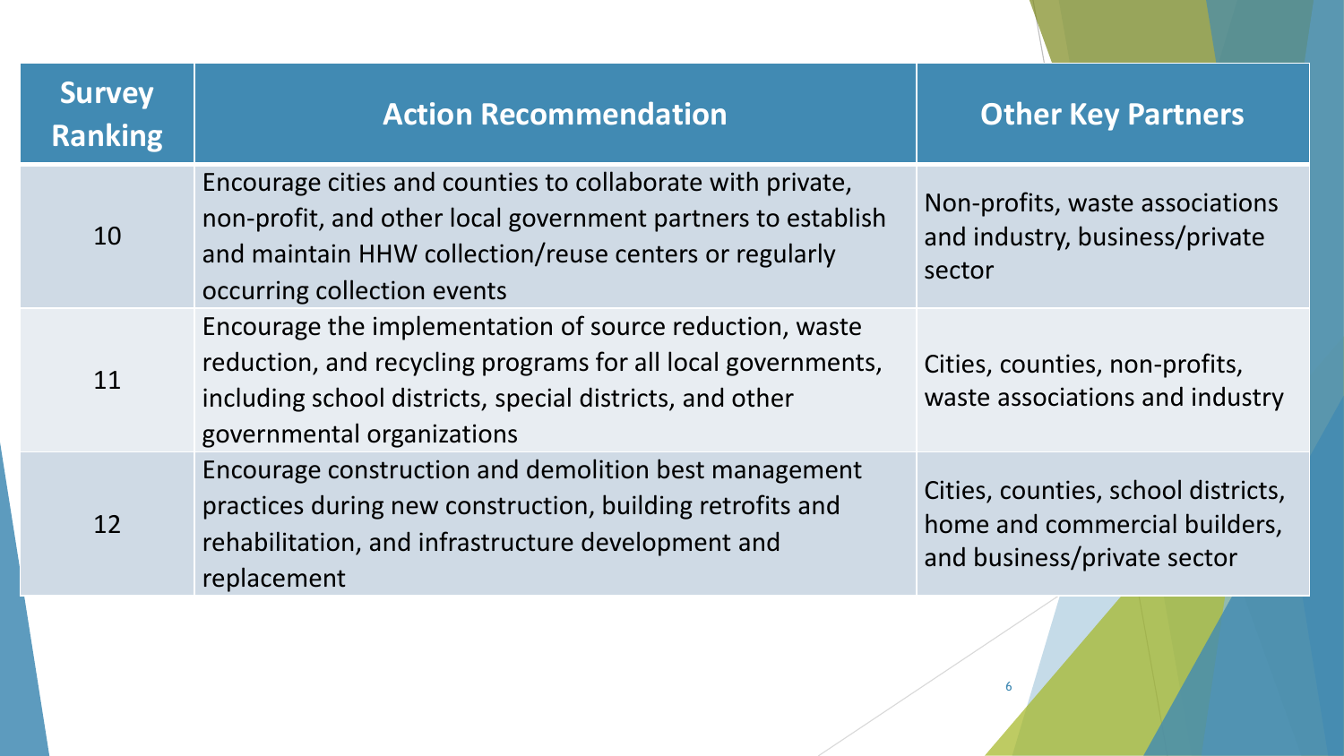| Survey Ranking | Action Recommendation | Other Key Partners |
| --- | --- | --- |
| 10 | Encourage cities and counties to collaborate with private, non-profit, and other local government partners to establish and maintain HHW collection/reuse centers or regularly occurring collection events | Non-profits, waste associations and industry, business/private sector |
| 11 | Encourage the implementation of source reduction, waste reduction, and recycling programs for all local governments, including school districts, special districts, and other governmental organizations | Cities, counties, non-profits, waste associations and industry |
| 12 | Encourage construction and demolition best management practices during new construction, building retrofits and rehabilitation, and infrastructure development and replacement | Cities, counties, school districts, home and commercial builders, and business/private sector |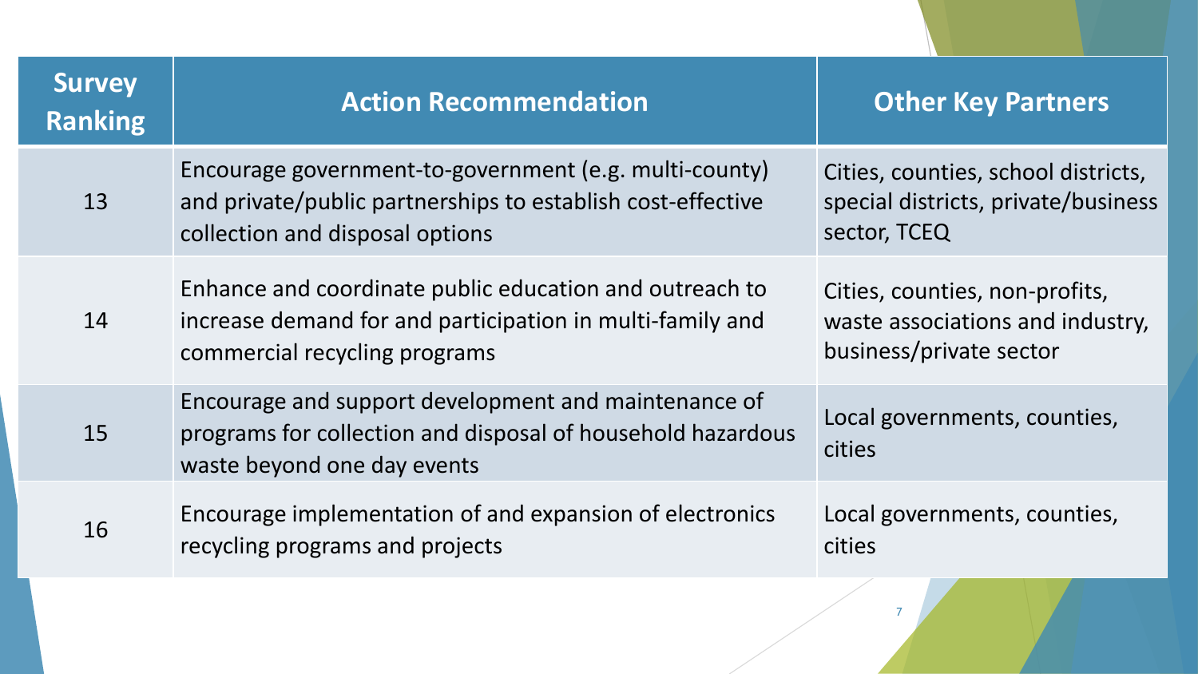| Survey Ranking | Action Recommendation | Other Key Partners |
| --- | --- | --- |
| 13 | Encourage government-to-government (e.g. multi-county) and private/public partnerships to establish cost-effective collection and disposal options | Cities, counties, school districts, special districts, private/business sector, TCEQ |
| 14 | Enhance and coordinate public education and outreach to increase demand for and participation in multi-family and commercial recycling programs | Cities, counties, non-profits, waste associations and industry, business/private sector |
| 15 | Encourage and support development and maintenance of programs for collection and disposal of household hazardous waste beyond one day events | Local governments, counties, cities |
| 16 | Encourage implementation of and expansion of electronics recycling programs and projects | Local governments, counties, cities |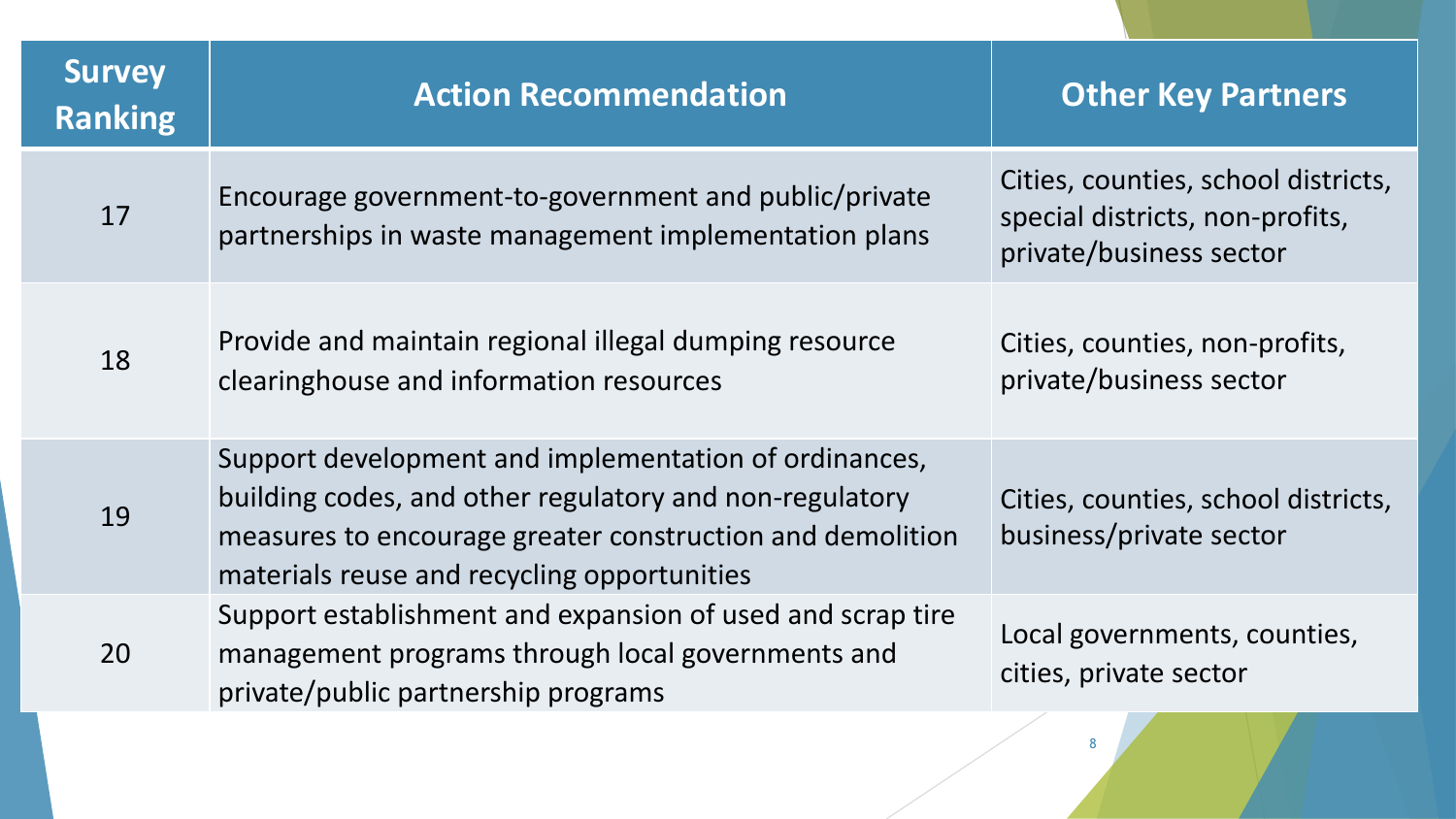| Survey Ranking | Action Recommendation | Other Key Partners |
| --- | --- | --- |
| 17 | Encourage government-to-government and public/private partnerships in waste management implementation plans | Cities, counties, school districts, special districts, non-profits, private/business sector |
| 18 | Provide and maintain regional illegal dumping resource clearinghouse and information resources | Cities, counties, non-profits, private/business sector |
| 19 | Support development and implementation of ordinances, building codes, and other regulatory and non-regulatory measures to encourage greater construction and demolition materials reuse and recycling opportunities | Cities, counties, school districts, business/private sector |
| 20 | Support establishment and expansion of used and scrap tire management programs through local governments and private/public partnership programs | Local governments, counties, cities, private sector |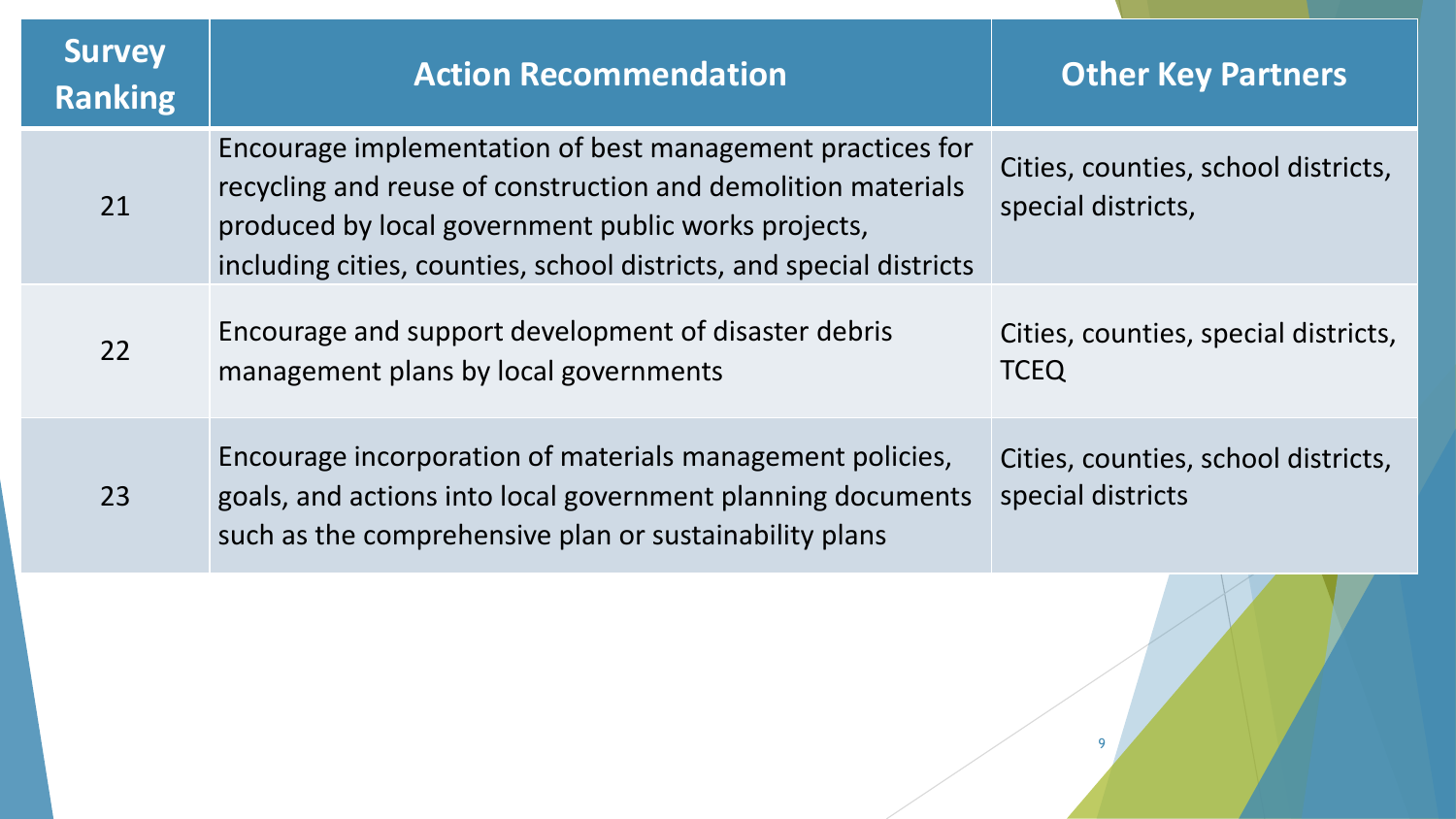| Survey Ranking | Action Recommendation | Other Key Partners |
|---|---|---|
| 21 | Encourage implementation of best management practices for recycling and reuse of construction and demolition materials produced by local government public works projects, including cities, counties, school districts, and special districts | Cities, counties, school districts, special districts, |
| 22 | Encourage and support development of disaster debris management plans by local governments | Cities, counties, special districts, TCEQ |
| 23 | Encourage incorporation of materials management policies, goals, and actions into local government planning documents such as the comprehensive plan or sustainability plans | Cities, counties, school districts, special districts |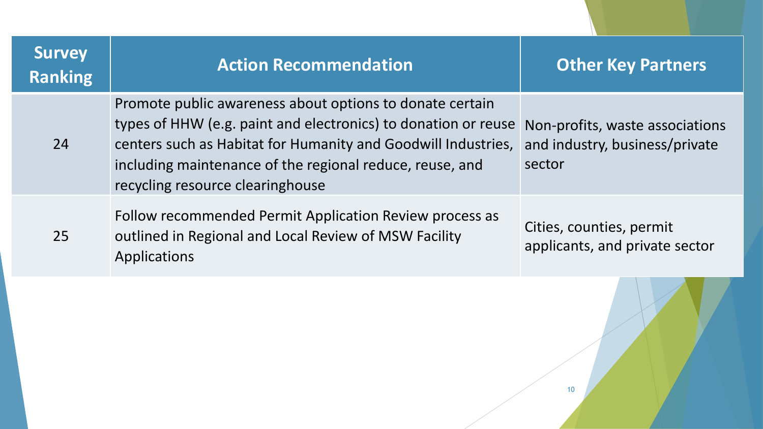| Survey Ranking | Action Recommendation | Other Key Partners |
| --- | --- | --- |
| 24 | Promote public awareness about options to donate certain types of HHW (e.g. paint and electronics) to donation or reuse centers such as Habitat for Humanity and Goodwill Industries, including maintenance of the regional reduce, reuse, and recycling resource clearinghouse | Non-profits, waste associations and industry, business/private sector |
| 25 | Follow recommended Permit Application Review process as outlined in Regional and Local Review of MSW Facility Applications | Cities, counties, permit applicants, and private sector |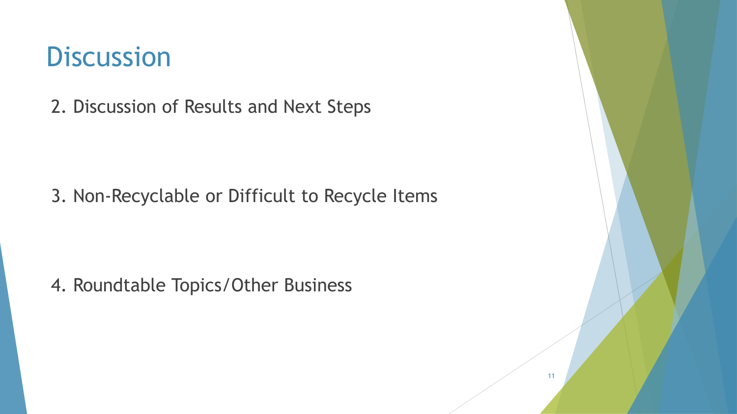# Discussion

2. Discussion of Results and Next Steps

3. Non-Recyclable or Difficult to Recycle Items

4. Roundtable Topics/Other Business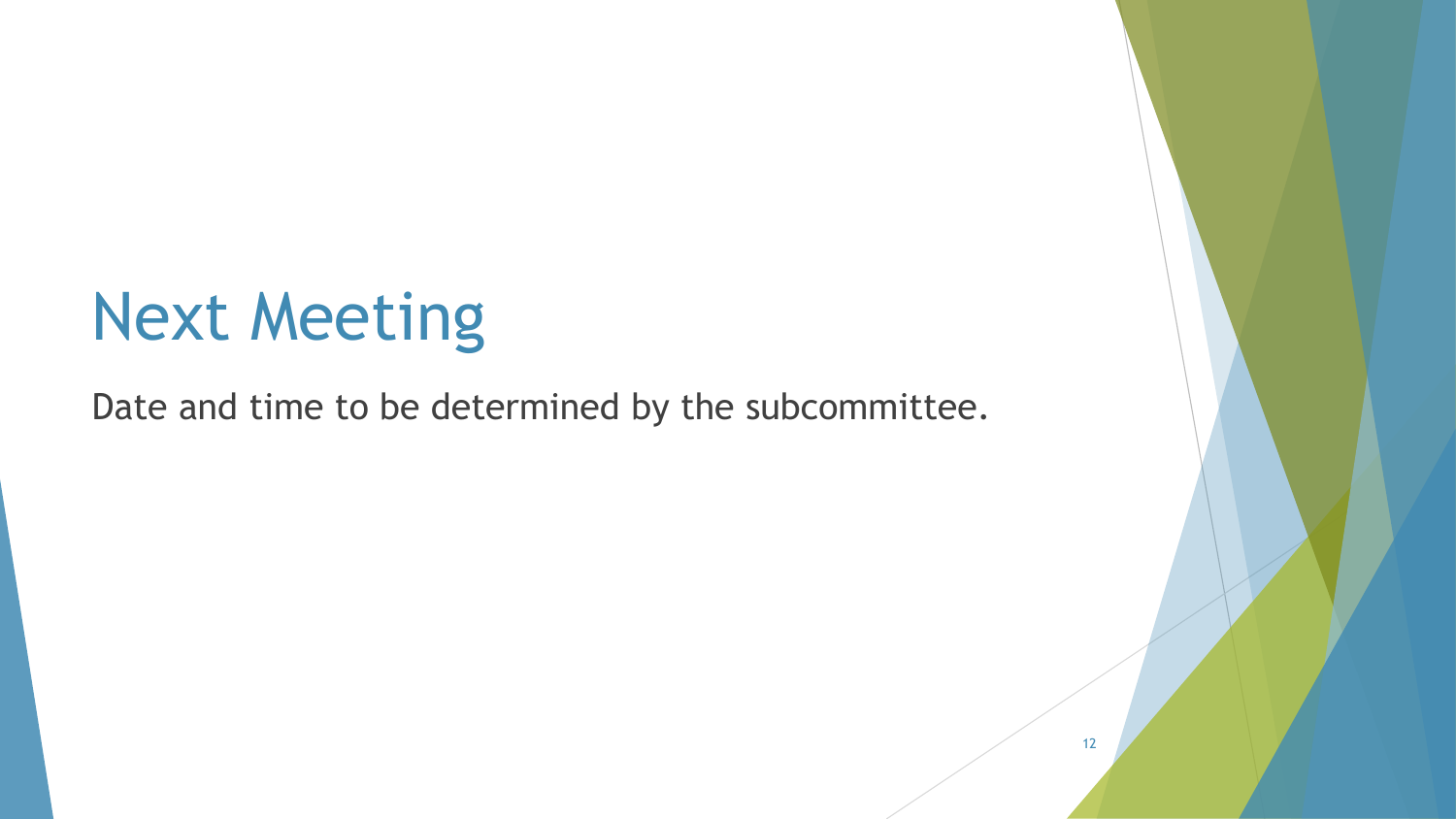# Next Meeting

Date and time to be determined by the subcommittee.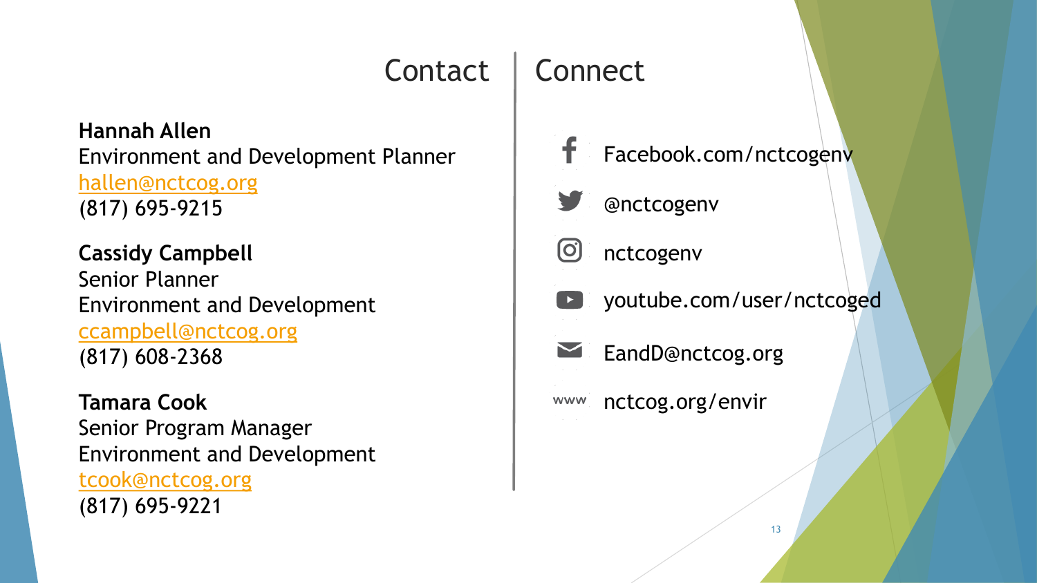## Contact

**Hannah Allen**
Environment and Development Planner
hallen@nctcog.org
(817) 695-9215

**Cassidy Campbell**
Senior Planner
Environment and Development
ccampbell@nctcog.org
(817) 608-2368

**Tamara Cook**
Senior Program Manager
Environment and Development
tcook@nctcog.org
(817) 695-9221

## Connect

- Facebook.com/nctcogenv
- @nctcogenv
- nctcogenv
- youtube.com/user/nctcoged
- EandD@nctcog.org
- www nctcog.org/envir